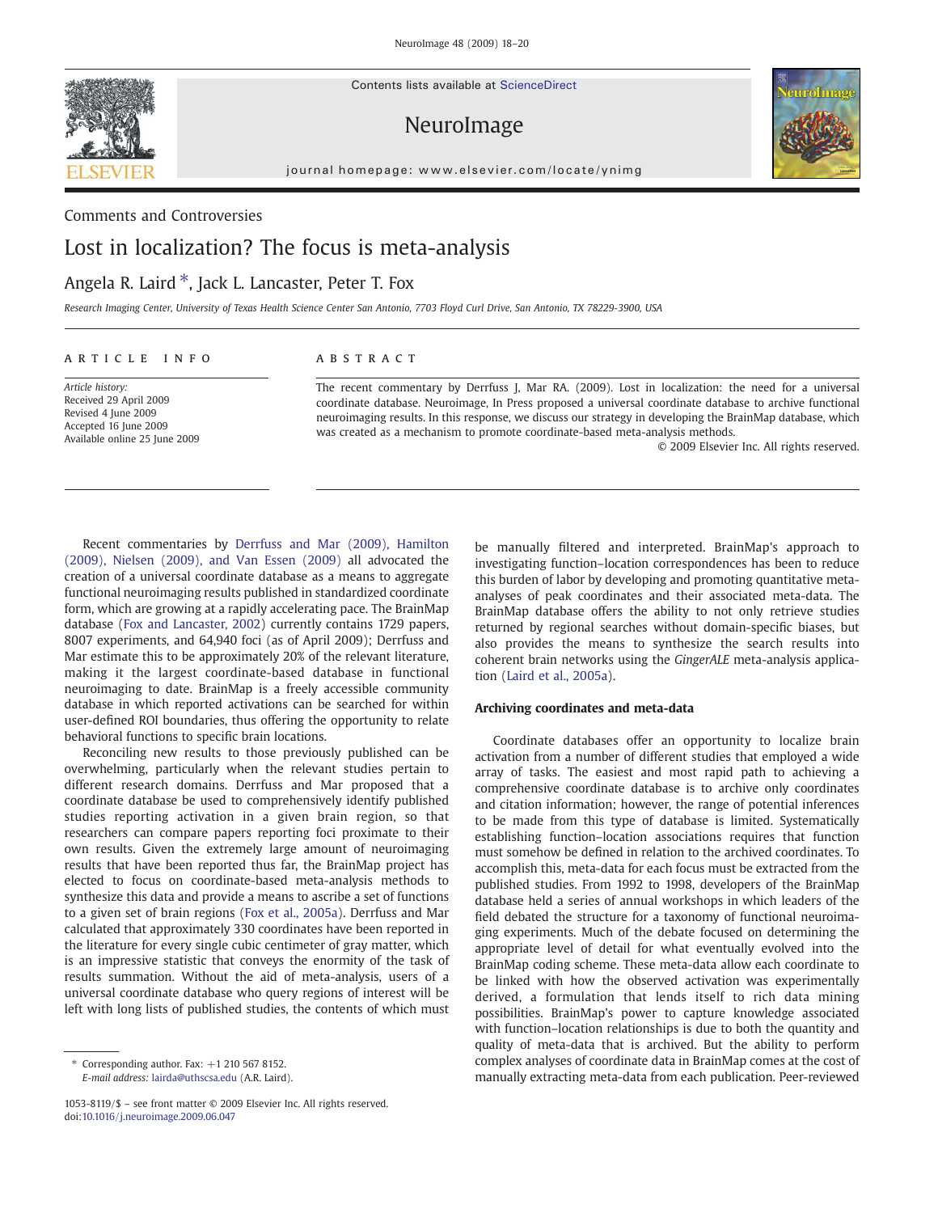Comments and Controversies

# Lost in localization? The focus is meta-analysis

Angela R. Laird *, Jack L. Lancaster, Peter T. Fox

*Research Imaging Center, University of Texas Health Science Center San Antonio, 7703 Floyd Curl Drive, San Antonio, TX 78229-3900, USA*

**ARTICLE INFO**

*Article history:*
Received 29 April 2009
Revised 4 June 2009
Accepted 16 June 2009
Available online 25 June 2009

**ABSTRACT**

The recent commentary by Derrfuss J, Mar RA. (2009). Lost in localization: the need for a universal coordinate database. Neuroimage, In Press proposed a universal coordinate database to archive functional neuroimaging results. In this response, we discuss our strategy in developing the BrainMap database, which was created as a mechanism to promote coordinate-based meta-analysis methods.

© 2009 Elsevier Inc. All rights reserved.

Recent commentaries by Derrfuss and Mar (2009), Hamilton (2009), Nielsen (2009), and Van Essen (2009) all advocated the creation of a universal coordinate database as a means to aggregate functional neuroimaging results published in standardized coordinate form, which are growing at a rapidly accelerating pace. The BrainMap database (Fox and Lancaster, 2002) currently contains 1729 papers, 8007 experiments, and 64,940 foci (as of April 2009); Derrfuss and Mar estimate this to be approximately 20% of the relevant literature, making it the largest coordinate-based database in functional neuroimaging to date. BrainMap is a freely accessible community database in which reported activations can be searched for within user-defined ROI boundaries, thus offering the opportunity to relate behavioral functions to specific brain locations.

Reconciling new results to those previously published can be overwhelming, particularly when the relevant studies pertain to different research domains. Derrfuss and Mar proposed that a coordinate database be used to comprehensively identify published studies reporting activation in a given brain region, so that researchers can compare papers reporting foci proximate to their own results. Given the extremely large amount of neuroimaging results that have been reported thus far, the BrainMap project has elected to focus on coordinate-based meta-analysis methods to synthesize this data and provide a means to ascribe a set of functions to a given set of brain regions (Fox et al., 2005a). Derrfuss and Mar calculated that approximately 330 coordinates have been reported in the literature for every single cubic centimeter of gray matter, which is an impressive statistic that conveys the enormity of the task of results summation. Without the aid of meta-analysis, users of a universal coordinate database who query regions of interest will be left with long lists of published studies, the contents of which must be manually filtered and interpreted. BrainMap's approach to investigating function–location correspondences has been to reduce this burden of labor by developing and promoting quantitative meta-analyses of peak coordinates and their associated meta-data. The BrainMap database offers the ability to not only retrieve studies returned by regional searches without domain-specific biases, but also provides the means to synthesize the search results into coherent brain networks using the *GingerALE* meta-analysis application (Laird et al., 2005a).

### Archiving coordinates and meta-data

Coordinate databases offer an opportunity to localize brain activation from a number of different studies that employed a wide array of tasks. The easiest and most rapid path to achieving a comprehensive coordinate database is to archive only coordinates and citation information; however, the range of potential inferences to be made from this type of database is limited. Systematically establishing function–location associations requires that function must somehow be defined in relation to the archived coordinates. To accomplish this, meta-data for each focus must be extracted from the published studies. From 1992 to 1998, developers of the BrainMap database held a series of annual workshops in which leaders of the field debated the structure for a taxonomy of functional neuroimaging experiments. Much of the debate focused on determining the appropriate level of detail for what eventually evolved into the BrainMap coding scheme. These meta-data allow each coordinate to be linked with how the observed activation was experimentally derived, a formulation that lends itself to rich data mining possibilities. BrainMap's power to capture knowledge associated with function–location relationships is due to both the quantity and quality of meta-data that is archived. But the ability to perform complex analyses of coordinate data in BrainMap comes at the cost of manually extracting meta-data from each publication. Peer-reviewed

* Corresponding author. Fax: +1 210 567 8152.
*E-mail address:* lairda@uthscsa.edu (A.R. Laird).

1053-8119/$ – see front matter © 2009 Elsevier Inc. All rights reserved.
doi:10.1016/j.neuroimage.2009.06.047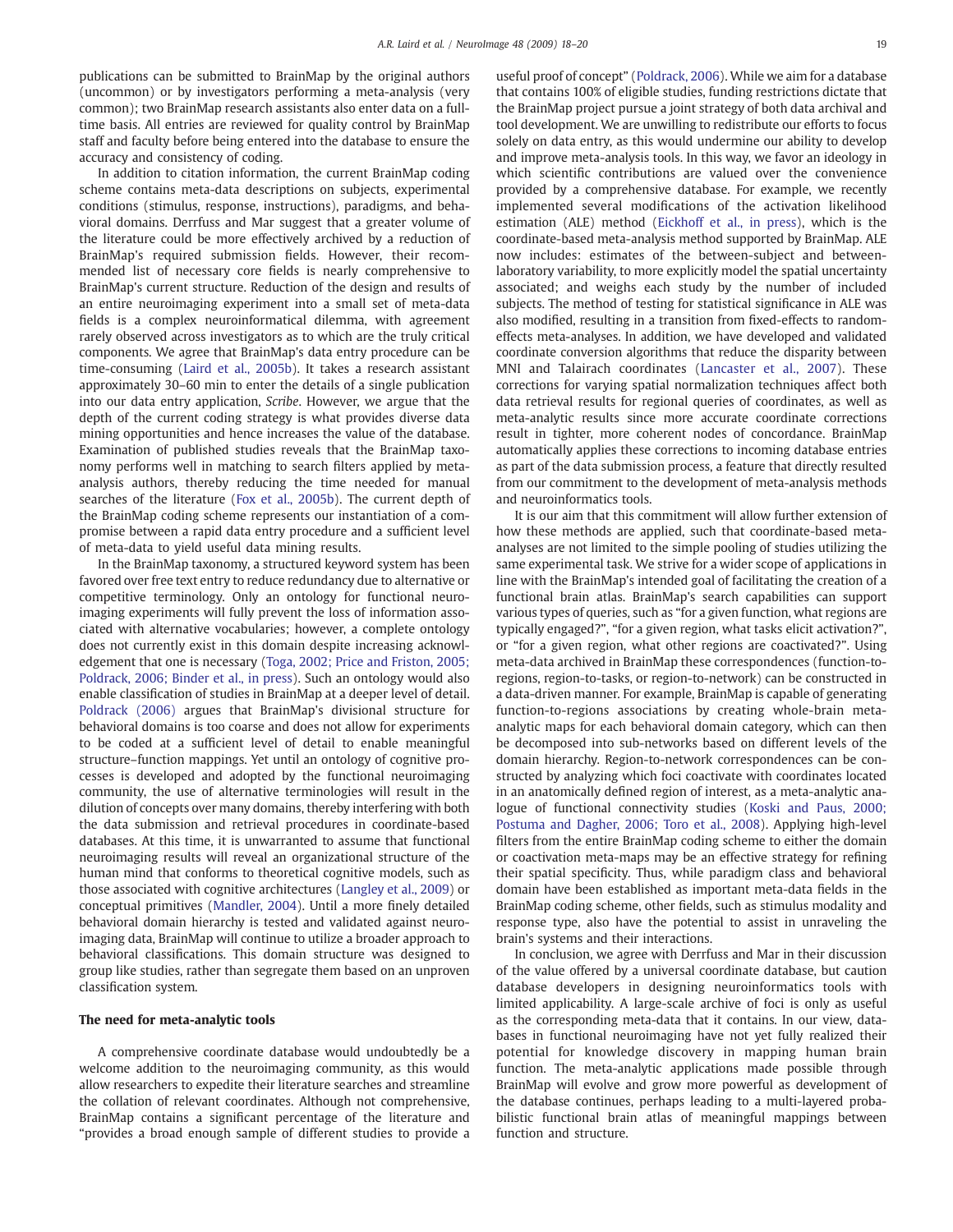publications can be submitted to BrainMap by the original authors (uncommon) or by investigators performing a meta-analysis (very common); two BrainMap research assistants also enter data on a full-time basis. All entries are reviewed for quality control by BrainMap staff and faculty before being entered into the database to ensure the accuracy and consistency of coding.

In addition to citation information, the current BrainMap coding scheme contains meta-data descriptions on subjects, experimental conditions (stimulus, response, instructions), paradigms, and behavioral domains. Derrfuss and Mar suggest that a greater volume of the literature could be more effectively archived by a reduction of BrainMap's required submission fields. However, their recommended list of necessary core fields is nearly comprehensive to BrainMap's current structure. Reduction of the design and results of an entire neuroimaging experiment into a small set of meta-data fields is a complex neuroinformatical dilemma, with agreement rarely observed across investigators as to which are the truly critical components. We agree that BrainMap's data entry procedure can be time-consuming (Laird et al., 2005b). It takes a research assistant approximately 30–60 min to enter the details of a single publication into our data entry application, *Scribe*. However, we argue that the depth of the current coding strategy is what provides diverse data mining opportunities and hence increases the value of the database. Examination of published studies reveals that the BrainMap taxonomy performs well in matching to search filters applied by meta-analysis authors, thereby reducing the time needed for manual searches of the literature (Fox et al., 2005b). The current depth of the BrainMap coding scheme represents our instantiation of a compromise between a rapid data entry procedure and a sufficient level of meta-data to yield useful data mining results.

In the BrainMap taxonomy, a structured keyword system has been favored over free text entry to reduce redundancy due to alternative or competitive terminology. Only an ontology for functional neuroimaging experiments will fully prevent the loss of information associated with alternative vocabularies; however, a complete ontology does not currently exist in this domain despite increasing acknowledgement that one is necessary (Toga, 2002; Price and Friston, 2005; Poldrack, 2006; Binder et al., in press). Such an ontology would also enable classification of studies in BrainMap at a deeper level of detail. Poldrack (2006) argues that BrainMap's divisional structure for behavioral domains is too coarse and does not allow for experiments to be coded at a sufficient level of detail to enable meaningful structure–function mappings. Yet until an ontology of cognitive processes is developed and adopted by the functional neuroimaging community, the use of alternative terminologies will result in the dilution of concepts over many domains, thereby interfering with both the data submission and retrieval procedures in coordinate-based databases. At this time, it is unwarranted to assume that functional neuroimaging results will reveal an organizational structure of the human mind that conforms to theoretical cognitive models, such as those associated with cognitive architectures (Langley et al., 2009) or conceptual primitives (Mandler, 2004). Until a more finely detailed behavioral domain hierarchy is tested and validated against neuroimaging data, BrainMap will continue to utilize a broader approach to behavioral classifications. This domain structure was designed to group like studies, rather than segregate them based on an unproven classification system.

## The need for meta-analytic tools

A comprehensive coordinate database would undoubtedly be a welcome addition to the neuroimaging community, as this would allow researchers to expedite their literature searches and streamline the collation of relevant coordinates. Although not comprehensive, BrainMap contains a significant percentage of the literature and "provides a broad enough sample of different studies to provide a useful proof of concept" (Poldrack, 2006). While we aim for a database that contains 100% of eligible studies, funding restrictions dictate that the BrainMap project pursue a joint strategy of both data archival and tool development. We are unwilling to redistribute our efforts to focus solely on data entry, as this would undermine our ability to develop and improve meta-analysis tools. In this way, we favor an ideology in which scientific contributions are valued over the convenience provided by a comprehensive database. For example, we recently implemented several modifications of the activation likelihood estimation (ALE) method (Eickhoff et al., in press), which is the coordinate-based meta-analysis method supported by BrainMap. ALE now includes: estimates of the between-subject and between-laboratory variability, to more explicitly model the spatial uncertainty associated; and weighs each study by the number of included subjects. The method of testing for statistical significance in ALE was also modified, resulting in a transition from fixed-effects to random-effects meta-analyses. In addition, we have developed and validated coordinate conversion algorithms that reduce the disparity between MNI and Talairach coordinates (Lancaster et al., 2007). These corrections for varying spatial normalization techniques affect both data retrieval results for regional queries of coordinates, as well as meta-analytic results since more accurate coordinate corrections result in tighter, more coherent nodes of concordance. BrainMap automatically applies these corrections to incoming database entries as part of the data submission process, a feature that directly resulted from our commitment to the development of meta-analysis methods and neuroinformatics tools.

It is our aim that this commitment will allow further extension of how these methods are applied, such that coordinate-based meta-analyses are not limited to the simple pooling of studies utilizing the same experimental task. We strive for a wider scope of applications in line with the BrainMap's intended goal of facilitating the creation of a functional brain atlas. BrainMap's search capabilities can support various types of queries, such as "for a given function, what regions are typically engaged?", "for a given region, what tasks elicit activation?", or "for a given region, what other regions are coactivated?". Using meta-data archived in BrainMap these correspondences (function-to-regions, region-to-tasks, or region-to-network) can be constructed in a data-driven manner. For example, BrainMap is capable of generating function-to-regions associations by creating whole-brain meta-analytic maps for each behavioral domain category, which can then be decomposed into sub-networks based on different levels of the domain hierarchy. Region-to-network correspondences can be constructed by analyzing which foci coactivate with coordinates located in an anatomically defined region of interest, as a meta-analytic analogue of functional connectivity studies (Koski and Paus, 2000; Postuma and Dagher, 2006; Toro et al., 2008). Applying high-level filters from the entire BrainMap coding scheme to either the domain or coactivation meta-maps may be an effective strategy for refining their spatial specificity. Thus, while paradigm class and behavioral domain have been established as important meta-data fields in the BrainMap coding scheme, other fields, such as stimulus modality and response type, also have the potential to assist in unraveling the brain's systems and their interactions.

In conclusion, we agree with Derrfuss and Mar in their discussion of the value offered by a universal coordinate database, but caution database developers in designing neuroinformatics tools with limited applicability. A large-scale archive of foci is only as useful as the corresponding meta-data that it contains. In our view, databases in functional neuroimaging have not yet fully realized their potential for knowledge discovery in mapping human brain function. The meta-analytic applications made possible through BrainMap will evolve and grow more powerful as development of the database continues, perhaps leading to a multi-layered probabilistic functional brain atlas of meaningful mappings between function and structure.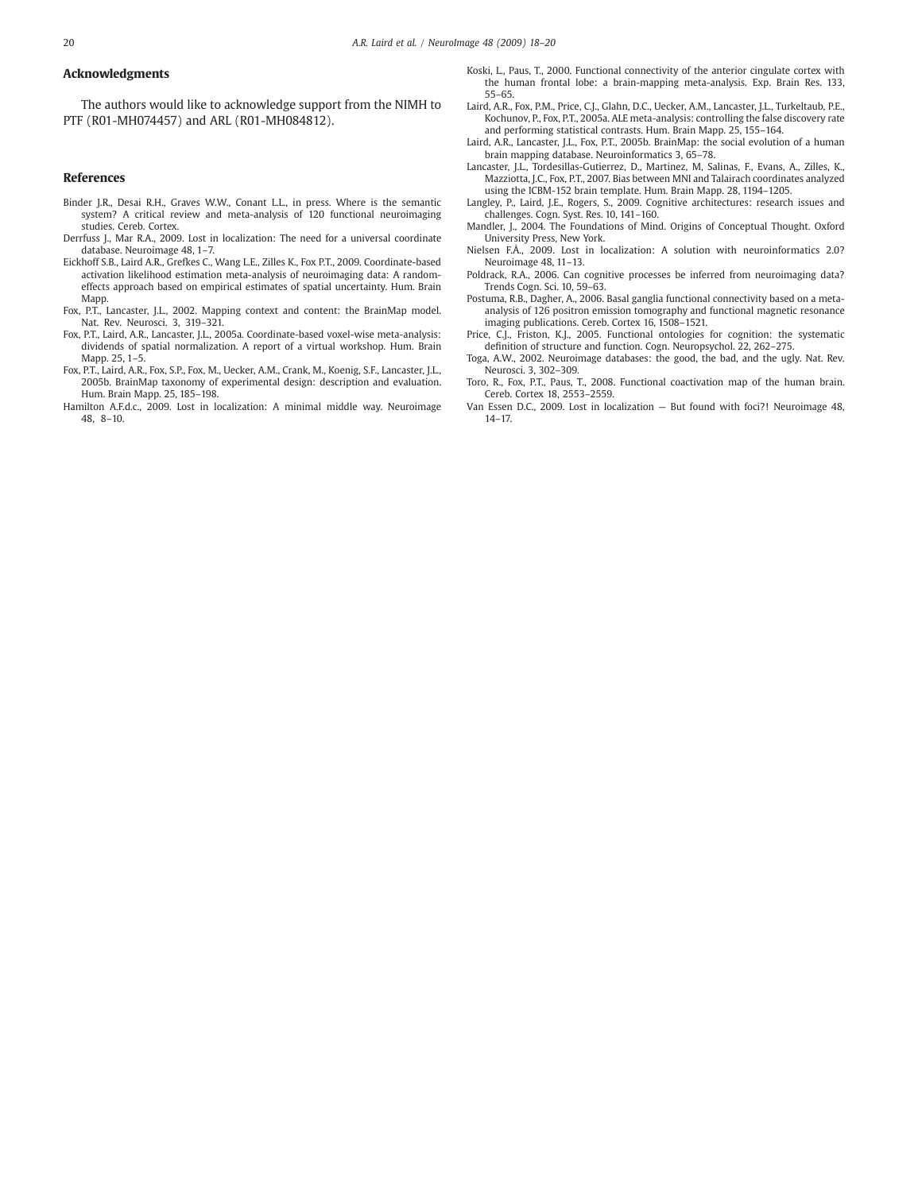## Acknowledgments

The authors would like to acknowledge support from the NIMH to PTF (R01-MH074457) and ARL (R01-MH084812).

## References

Binder J.R., Desai R.H., Graves W.W., Conant L.L., in press. Where is the semantic system? A critical review and meta-analysis of 120 functional neuroimaging studies. Cereb. Cortex.

Derrfuss J., Mar R.A., 2009. Lost in localization: The need for a universal coordinate database. Neuroimage 48, 1–7.

Eickhoff S.B., Laird A.R., Grefkes C., Wang L.E., Zilles K., Fox P.T., 2009. Coordinate-based activation likelihood estimation meta-analysis of neuroimaging data: A random-effects approach based on empirical estimates of spatial uncertainty. Hum. Brain Mapp.

Fox, P.T., Lancaster, J.L., 2002. Mapping context and content: the BrainMap model. Nat. Rev. Neurosci. 3, 319–321.

Fox, P.T., Laird, A.R., Lancaster, J.L., 2005a. Coordinate-based voxel-wise meta-analysis: dividends of spatial normalization. A report of a virtual workshop. Hum. Brain Mapp. 25, 1–5.

Fox, P.T., Laird, A.R., Fox, S.P., Fox, M., Uecker, A.M., Crank, M., Koenig, S.F., Lancaster, J.L., 2005b. BrainMap taxonomy of experimental design: description and evaluation. Hum. Brain Mapp. 25, 185–198.

Hamilton A.F.d.c., 2009. Lost in localization: A minimal middle way. Neuroimage 48, 8–10.

Koski, L., Paus, T., 2000. Functional connectivity of the anterior cingulate cortex with the human frontal lobe: a brain-mapping meta-analysis. Exp. Brain Res. 133, 55–65.

Laird, A.R., Fox, P.M., Price, C.J., Glahn, D.C., Uecker, A.M., Lancaster, J.L., Turkeltaub, P.E., Kochunov, P., Fox, P.T., 2005a. ALE meta-analysis: controlling the false discovery rate and performing statistical contrasts. Hum. Brain Mapp. 25, 155–164.

Laird, A.R., Lancaster, J.L., Fox, P.T., 2005b. BrainMap: the social evolution of a human brain mapping database. Neuroinformatics 3, 65–78.

Lancaster, J.L., Tordesillas-Gutierrez, D., Martinez, M, Salinas, F., Evans, A., Zilles, K., Mazziotta, J.C., Fox, P.T., 2007. Bias between MNI and Talairach coordinates analyzed using the ICBM-152 brain template. Hum. Brain Mapp. 28, 1194–1205.

Langley, P., Laird, J.E., Rogers, S., 2009. Cognitive architectures: research issues and challenges. Cogn. Syst. Res. 10, 141–160.

Mandler, J., 2004. The Foundations of Mind. Origins of Conceptual Thought. Oxford University Press, New York.

Nielsen F.Å., 2009. Lost in localization: A solution with neuroinformatics 2.0? Neuroimage 48, 11–13.

Poldrack, R.A., 2006. Can cognitive processes be inferred from neuroimaging data? Trends Cogn. Sci. 10, 59–63.

Postuma, R.B., Dagher, A., 2006. Basal ganglia functional connectivity based on a meta-analysis of 126 positron emission tomography and functional magnetic resonance imaging publications. Cereb. Cortex 16, 1508–1521.

Price, C.J., Friston, K.J., 2005. Functional ontologies for cognition: the systematic definition of structure and function. Cogn. Neuropsychol. 22, 262–275.

Toga, A.W., 2002. Neuroimage databases: the good, the bad, and the ugly. Nat. Rev. Neurosci. 3, 302–309.

Toro, R., Fox, P.T., Paus, T., 2008. Functional coactivation map of the human brain. Cereb. Cortex 18, 2553–2559.

Van Essen D.C., 2009. Lost in localization — But found with foci?! Neuroimage 48, 14–17.